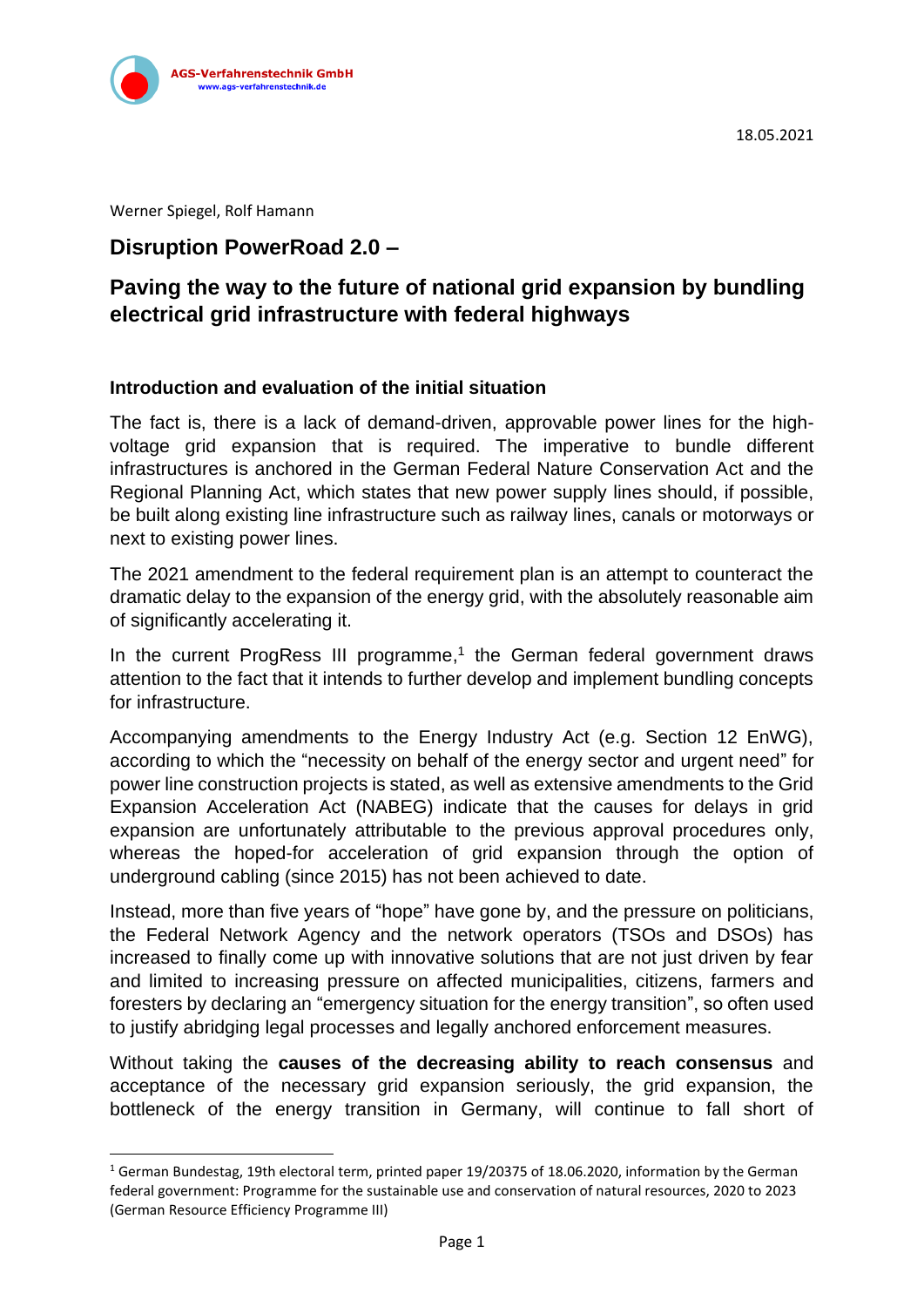AGS-Verfahrenstechnik GmbH
www.ags-verfahrenstechnik.de

18.05.2021

Werner Spiegel, Rolf Hamann

# Disruption PowerRoad 2.0 –

# Paving the way to the future of national grid expansion by bundling electrical grid infrastructure with federal highways

## Introduction and evaluation of the initial situation

The fact is, there is a lack of demand-driven, approvable power lines for the high-voltage grid expansion that is required. The imperative to bundle different infrastructures is anchored in the German Federal Nature Conservation Act and the Regional Planning Act, which states that new power supply lines should, if possible, be built along existing line infrastructure such as railway lines, canals or motorways or next to existing power lines.

The 2021 amendment to the federal requirement plan is an attempt to counteract the dramatic delay to the expansion of the energy grid, with the absolutely reasonable aim of significantly accelerating it.

In the current ProgRess III programme,[1] the German federal government draws attention to the fact that it intends to further develop and implement bundling concepts for infrastructure.

Accompanying amendments to the Energy Industry Act (e.g. Section 12 EnWG), according to which the "necessity on behalf of the energy sector and urgent need" for power line construction projects is stated, as well as extensive amendments to the Grid Expansion Acceleration Act (NABEG) indicate that the causes for delays in grid expansion are unfortunately attributable to the previous approval procedures only, whereas the hoped-for acceleration of grid expansion through the option of underground cabling (since 2015) has not been achieved to date.

Instead, more than five years of "hope" have gone by, and the pressure on politicians, the Federal Network Agency and the network operators (TSOs and DSOs) has increased to finally come up with innovative solutions that are not just driven by fear and limited to increasing pressure on affected municipalities, citizens, farmers and foresters by declaring an "emergency situation for the energy transition", so often used to justify abridging legal processes and legally anchored enforcement measures.

Without taking the **causes of the decreasing ability to reach consensus** and acceptance of the necessary grid expansion seriously, the grid expansion, the bottleneck of the energy transition in Germany, will continue to fall short of

---

[1] German Bundestag, 19th electoral term, printed paper 19/20375 of 18.06.2020, information by the German federal government: Programme for the sustainable use and conservation of natural resources, 2020 to 2023 (German Resource Efficiency Programme III)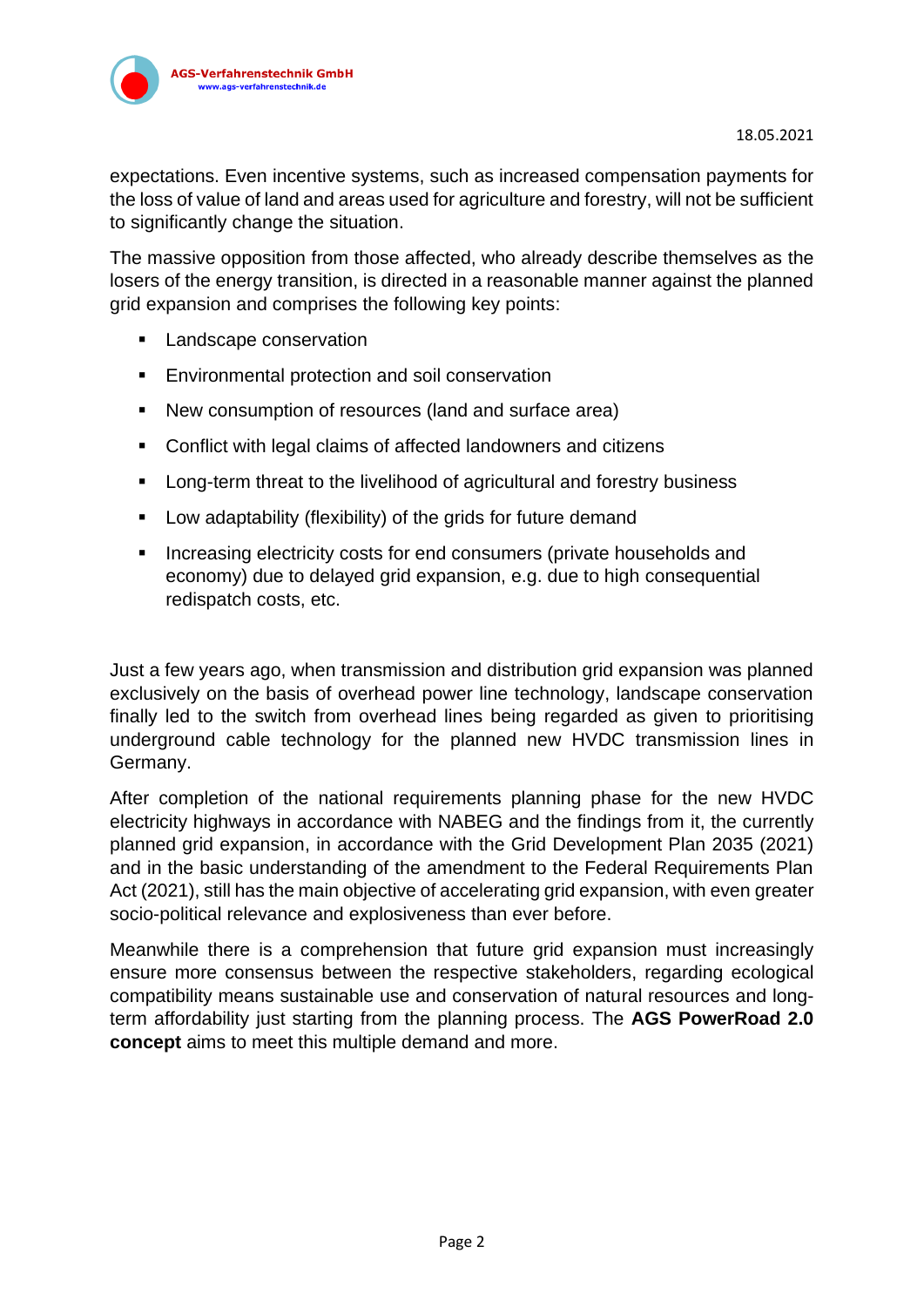expectations. Even incentive systems, such as increased compensation payments for the loss of value of land and areas used for agriculture and forestry, will not be sufficient to significantly change the situation.

The massive opposition from those affected, who already describe themselves as the losers of the energy transition, is directed in a reasonable manner against the planned grid expansion and comprises the following key points:

- Landscape conservation
- Environmental protection and soil conservation
- New consumption of resources (land and surface area)
- Conflict with legal claims of affected landowners and citizens
- Long-term threat to the livelihood of agricultural and forestry business
- Low adaptability (flexibility) of the grids for future demand
- Increasing electricity costs for end consumers (private households and economy) due to delayed grid expansion, e.g. due to high consequential redispatch costs, etc.

Just a few years ago, when transmission and distribution grid expansion was planned exclusively on the basis of overhead power line technology, landscape conservation finally led to the switch from overhead lines being regarded as given to prioritising underground cable technology for the planned new HVDC transmission lines in Germany.

After completion of the national requirements planning phase for the new HVDC electricity highways in accordance with NABEG and the findings from it, the currently planned grid expansion, in accordance with the Grid Development Plan 2035 (2021) and in the basic understanding of the amendment to the Federal Requirements Plan Act (2021), still has the main objective of accelerating grid expansion, with even greater socio-political relevance and explosiveness than ever before.

Meanwhile there is a comprehension that future grid expansion must increasingly ensure more consensus between the respective stakeholders, regarding ecological compatibility means sustainable use and conservation of natural resources and long-term affordability just starting from the planning process. The **AGS PowerRoad 2.0 concept** aims to meet this multiple demand and more.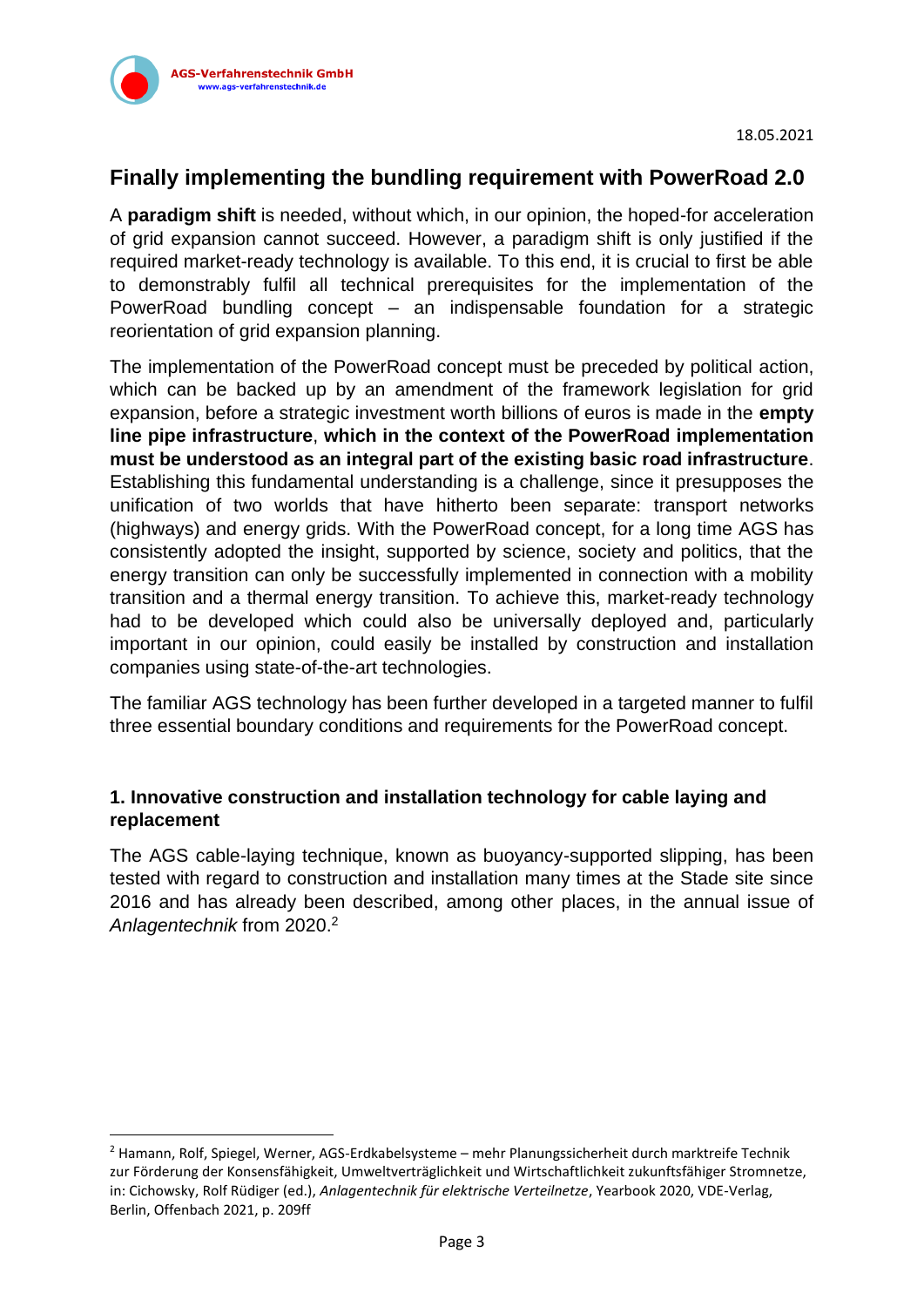18.05.2021

## Finally implementing the bundling requirement with PowerRoad 2.0

A **paradigm shift** is needed, without which, in our opinion, the hoped-for acceleration of grid expansion cannot succeed. However, a paradigm shift is only justified if the required market-ready technology is available. To this end, it is crucial to first be able to demonstrably fulfil all technical prerequisites for the implementation of the PowerRoad bundling concept – an indispensable foundation for a strategic reorientation of grid expansion planning.

The implementation of the PowerRoad concept must be preceded by political action, which can be backed up by an amendment of the framework legislation for grid expansion, before a strategic investment worth billions of euros is made in the **empty line pipe infrastructure**, **which in the context of the PowerRoad implementation must be understood as an integral part of the existing basic road infrastructure**. Establishing this fundamental understanding is a challenge, since it presupposes the unification of two worlds that have hitherto been separate: transport networks (highways) and energy grids. With the PowerRoad concept, for a long time AGS has consistently adopted the insight, supported by science, society and politics, that the energy transition can only be successfully implemented in connection with a mobility transition and a thermal energy transition. To achieve this, market-ready technology had to be developed which could also be universally deployed and, particularly important in our opinion, could easily be installed by construction and installation companies using state-of-the-art technologies.

The familiar AGS technology has been further developed in a targeted manner to fulfil three essential boundary conditions and requirements for the PowerRoad concept.

### 1. Innovative construction and installation technology for cable laying and replacement

The AGS cable-laying technique, known as buoyancy-supported slipping, has been tested with regard to construction and installation many times at the Stade site since 2016 and has already been described, among other places, in the annual issue of *Anlagentechnik* from 2020.[2]

---

[2] Hamann, Rolf, Spiegel, Werner, AGS-Erdkabelsysteme – mehr Planungssicherheit durch marktreife Technik zur Förderung der Konsensfähigkeit, Umweltverträglichkeit und Wirtschaftlichkeit zukunftsfähiger Stromnetze, in: Cichowsky, Rolf Rüdiger (ed.), *Anlagentechnik für elektrische Verteilnetze*, Yearbook 2020, VDE-Verlag, Berlin, Offenbach 2021, p. 209ff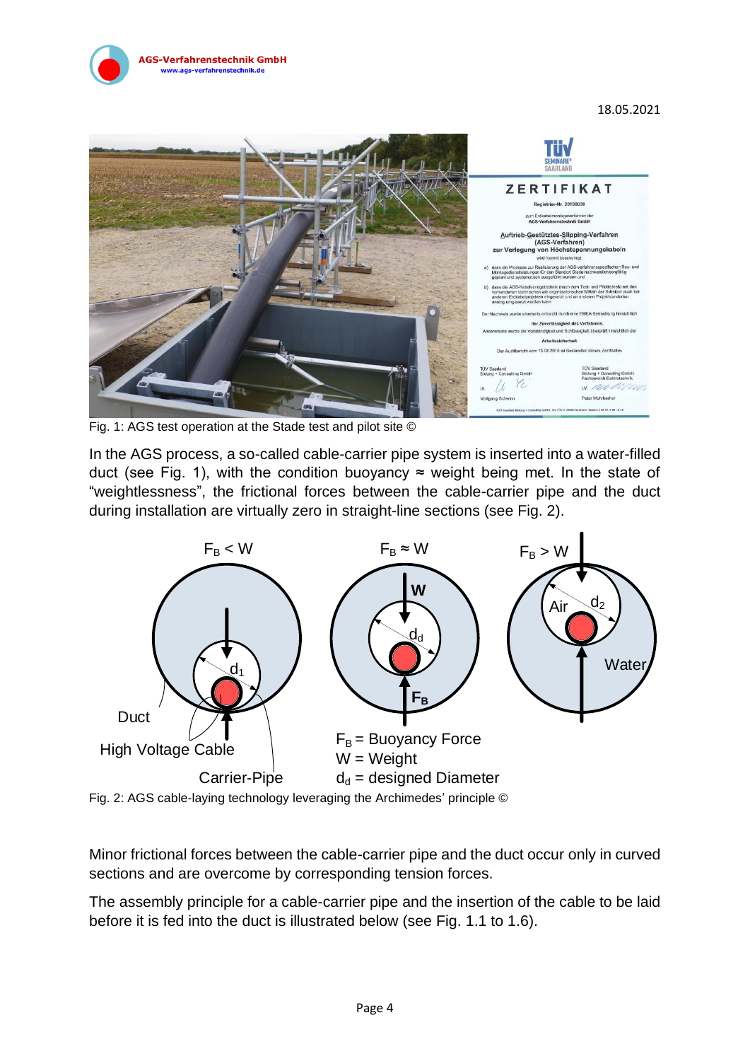18.05.2021

Fig. 1: AGS test operation at the Stade test and pilot site ©

In the AGS process, a so-called cable-carrier pipe system is inserted into a water-filled duct (see Fig. 1), with the condition buoyancy ≈ weight being met. In the state of "weightlessness", the frictional forces between the cable-carrier pipe and the duct during installation are virtually zero in straight-line sections (see Fig. 2).

Fig. 2: AGS cable-laying technology leveraging the Archimedes' principle ©

Minor frictional forces between the cable-carrier pipe and the duct occur only in curved sections and are overcome by corresponding tension forces.

The assembly principle for a cable-carrier pipe and the insertion of the cable to be laid before it is fed into the duct is illustrated below (see Fig. 1.1 to 1.6).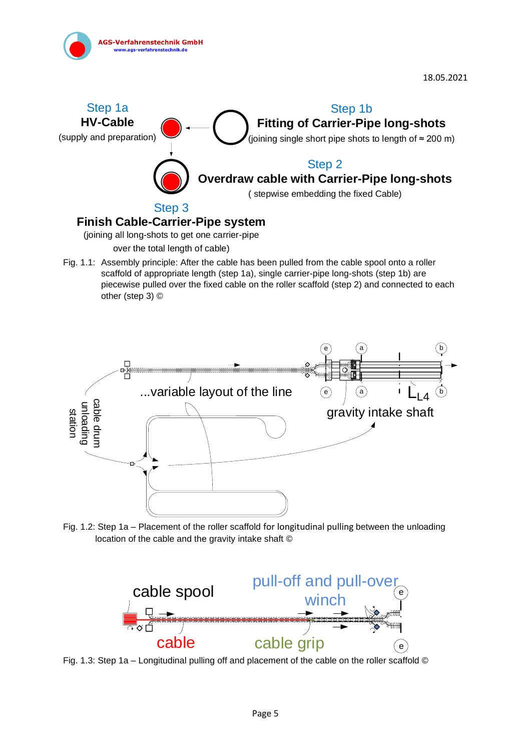Step 1a
**HV-Cable**
(supply and preparation)

Step 1b
**Fitting of Carrier-Pipe long-shots**
(joining single short pipe shots to length of ≈ 200 m)

Step 2
**Overdraw cable with Carrier-Pipe long-shots**
( stepwise embedding the fixed Cable)

Step 3
**Finish Cable-Carrier-Pipe system**
(joining all long-shots to get one carrier-pipe over the total length of cable)

Fig. 1.1: Assembly principle: After the cable has been pulled from the cable spool onto a roller scaffold of appropriate length (step 1a), single carrier-pipe long-shots (step 1b) are piecewise pulled over the fixed cable on the roller scaffold (step 2) and connected to each other (step 3) ©

...variable layout of the line

cable drum unloading station

gravity intake shaft

$L_{L4}$

Fig. 1.2: Step 1a – Placement of the roller scaffold for longitudinal pulling between the unloading location of the cable and the gravity intake shaft ©

cable spool

pull-off and pull-over winch

cable

cable grip

Fig. 1.3: Step 1a – Longitudinal pulling off and placement of the cable on the roller scaffold ©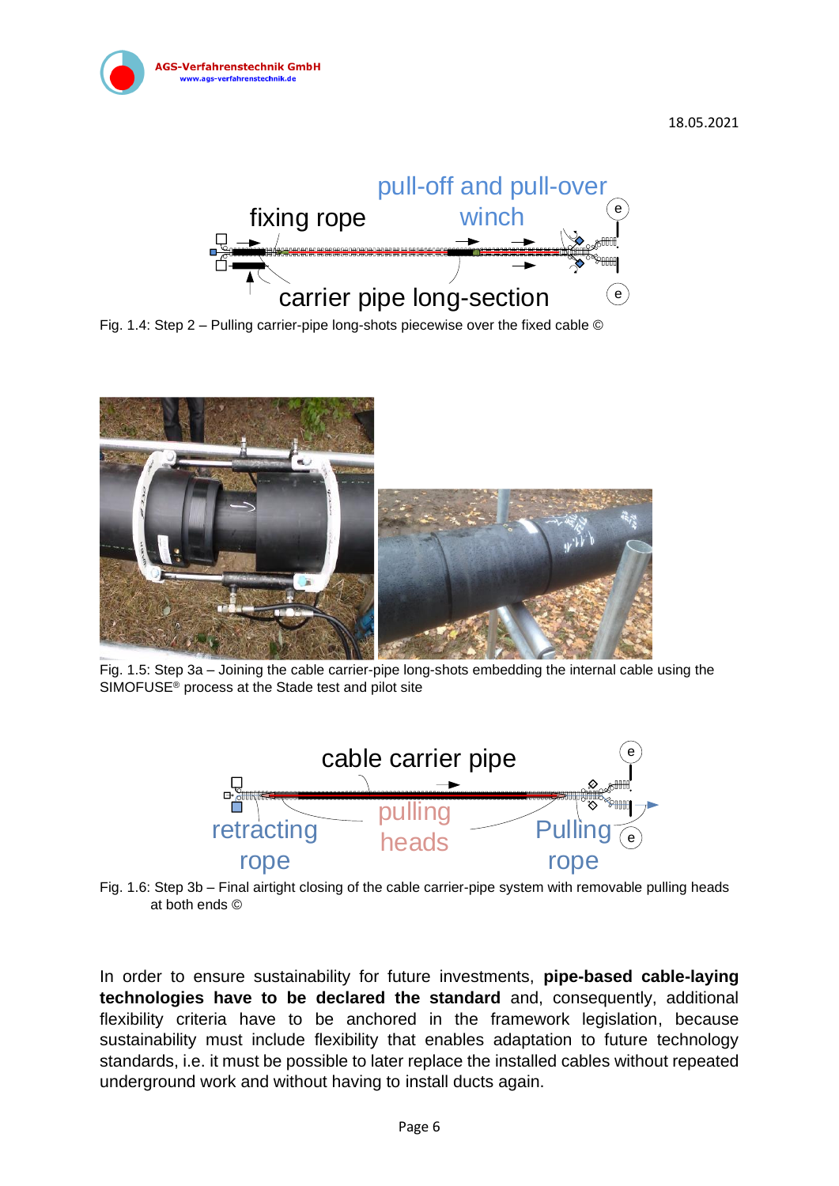Fig. 1.4: Step 2 – Pulling carrier-pipe long-shots piecewise over the fixed cable ©

Fig. 1.5: Step 3a – Joining the cable carrier-pipe long-shots embedding the internal cable using the SIMOFUSE® process at the Stade test and pilot site

Fig. 1.6: Step 3b – Final airtight closing of the cable carrier-pipe system with removable pulling heads at both ends ©

In order to ensure sustainability for future investments, **pipe-based cable-laying technologies have to be declared the standard** and, consequently, additional flexibility criteria have to be anchored in the framework legislation, because sustainability must include flexibility that enables adaptation to future technology standards, i.e. it must be possible to later replace the installed cables without repeated underground work and without having to install ducts again.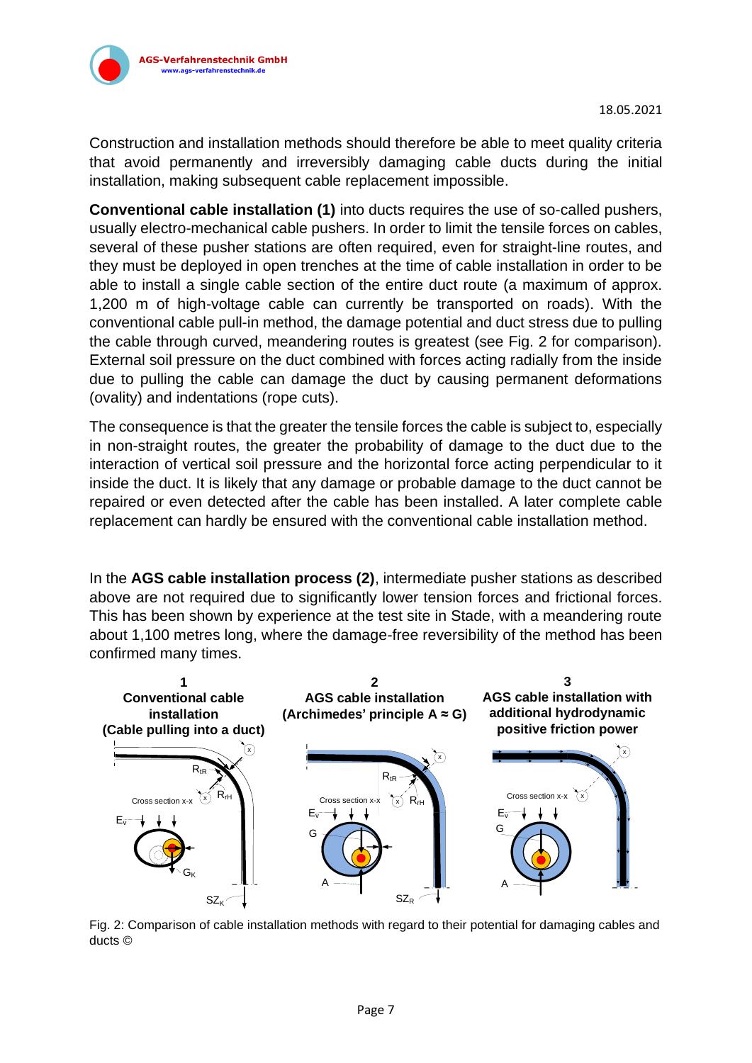Construction and installation methods should therefore be able to meet quality criteria that avoid permanently and irreversibly damaging cable ducts during the initial installation, making subsequent cable replacement impossible.

**Conventional cable installation (1)** into ducts requires the use of so-called pushers, usually electro-mechanical cable pushers. In order to limit the tensile forces on cables, several of these pusher stations are often required, even for straight-line routes, and they must be deployed in open trenches at the time of cable installation in order to be able to install a single cable section of the entire duct route (a maximum of approx. 1,200 m of high-voltage cable can currently be transported on roads). With the conventional cable pull-in method, the damage potential and duct stress due to pulling the cable through curved, meandering routes is greatest (see Fig. 2 for comparison). External soil pressure on the duct combined with forces acting radially from the inside due to pulling the cable can damage the duct by causing permanent deformations (ovality) and indentations (rope cuts).

The consequence is that the greater the tensile forces the cable is subject to, especially in non-straight routes, the greater the probability of damage to the duct due to the interaction of vertical soil pressure and the horizontal force acting perpendicular to it inside the duct. It is likely that any damage or probable damage to the duct cannot be repaired or even detected after the cable has been installed. A later complete cable replacement can hardly be ensured with the conventional cable installation method.

In the **AGS cable installation process (2)**, intermediate pusher stations as described above are not required due to significantly lower tension forces and frictional forces. This has been shown by experience at the test site in Stade, with a meandering route about 1,100 metres long, where the damage-free reversibility of the method has been confirmed many times.

**1**
**Conventional cable installation (Cable pulling into a duct)**

**2**
**AGS cable installation (Archimedes' principle A ≈ G)**

**3**
**AGS cable installation with additional hydrodynamic positive friction power**

Fig. 2: Comparison of cable installation methods with regard to their potential for damaging cables and ducts ©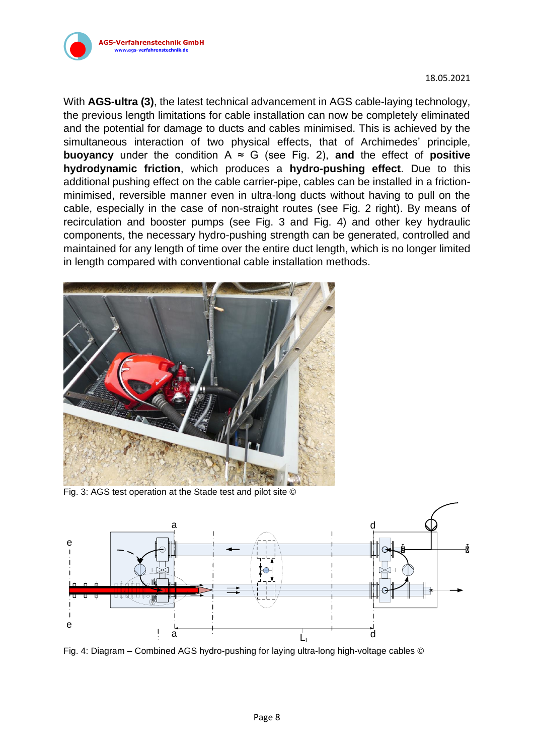With **AGS-ultra (3)**, the latest technical advancement in AGS cable-laying technology, the previous length limitations for cable installation can now be completely eliminated and the potential for damage to ducts and cables minimised. This is achieved by the simultaneous interaction of two physical effects, that of Archimedes' principle, **buoyancy** under the condition A ≈ G (see Fig. 2), **and** the effect of **positive hydrodynamic friction**, which produces a **hydro-pushing effect**. Due to this additional pushing effect on the cable carrier-pipe, cables can be installed in a friction-minimised, reversible manner even in ultra-long ducts without having to pull on the cable, especially in the case of non-straight routes (see Fig. 2 right). By means of recirculation and booster pumps (see Fig. 3 and Fig. 4) and other key hydraulic components, the necessary hydro-pushing strength can be generated, controlled and maintained for any length of time over the entire duct length, which is no longer limited in length compared with conventional cable installation methods.

Fig. 3: AGS test operation at the Stade test and pilot site ©

Fig. 4: Diagram – Combined AGS hydro-pushing for laying ultra-long high-voltage cables ©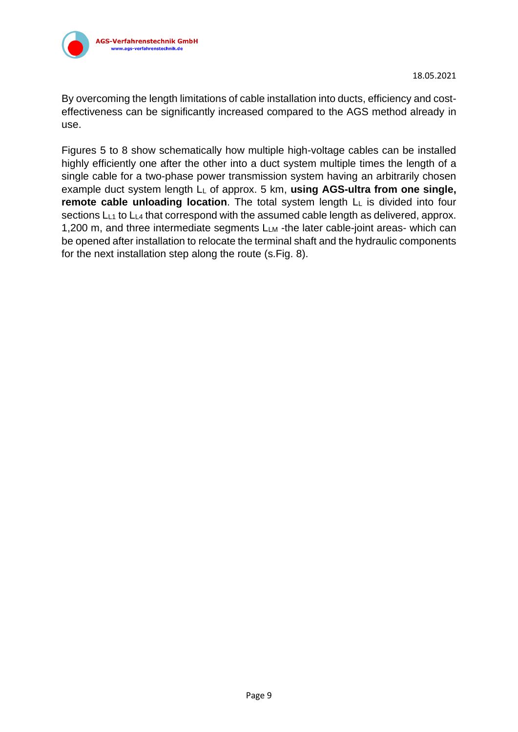By overcoming the length limitations of cable installation into ducts, efficiency and cost-effectiveness can be significantly increased compared to the AGS method already in use.

Figures 5 to 8 show schematically how multiple high-voltage cables can be installed highly efficiently one after the other into a duct system multiple times the length of a single cable for a two-phase power transmission system having an arbitrarily chosen example duct system length $L_L$ of approx. 5 km, **using AGS-ultra from one single, remote cable unloading location**. The total system length $L_L$ is divided into four sections $L_{L1}$ to $L_{L4}$ that correspond with the assumed cable length as delivered, approx. 1,200 m, and three intermediate segments $L_{LM}$ -the later cable-joint areas- which can be opened after installation to relocate the terminal shaft and the hydraulic components for the next installation step along the route (s.Fig. 8).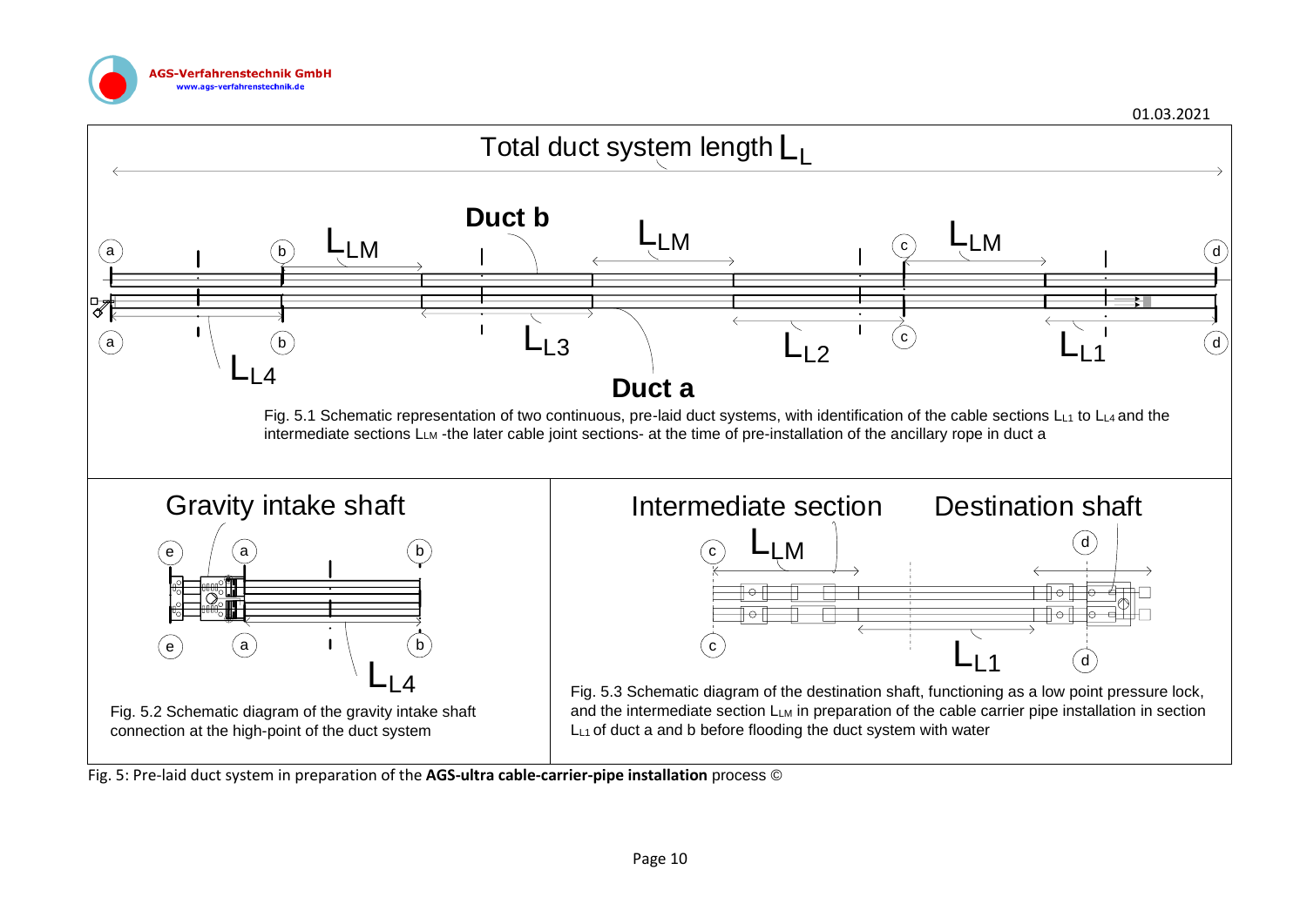Total duct system length $L_L$

Duct b

Duct a

Fig. 5.1 Schematic representation of two continuous, pre-laid duct systems, with identification of the cable sections $L_{L1}$ to $L_{L4}$ and the intermediate sections $L_{LM}$ -the later cable joint sections- at the time of pre-installation of the ancillary rope in duct a

Gravity intake shaft

Fig. 5.2 Schematic diagram of the gravity intake shaft connection at the high-point of the duct system

Intermediate section

Destination shaft

Fig. 5.3 Schematic diagram of the destination shaft, functioning as a low point pressure lock, and the intermediate section $L_{LM}$ in preparation of the cable carrier pipe installation in section $L_{L1}$ of duct a and b before flooding the duct system with water

Fig. 5: Pre-laid duct system in preparation of the **AGS-ultra cable-carrier-pipe installation** process ©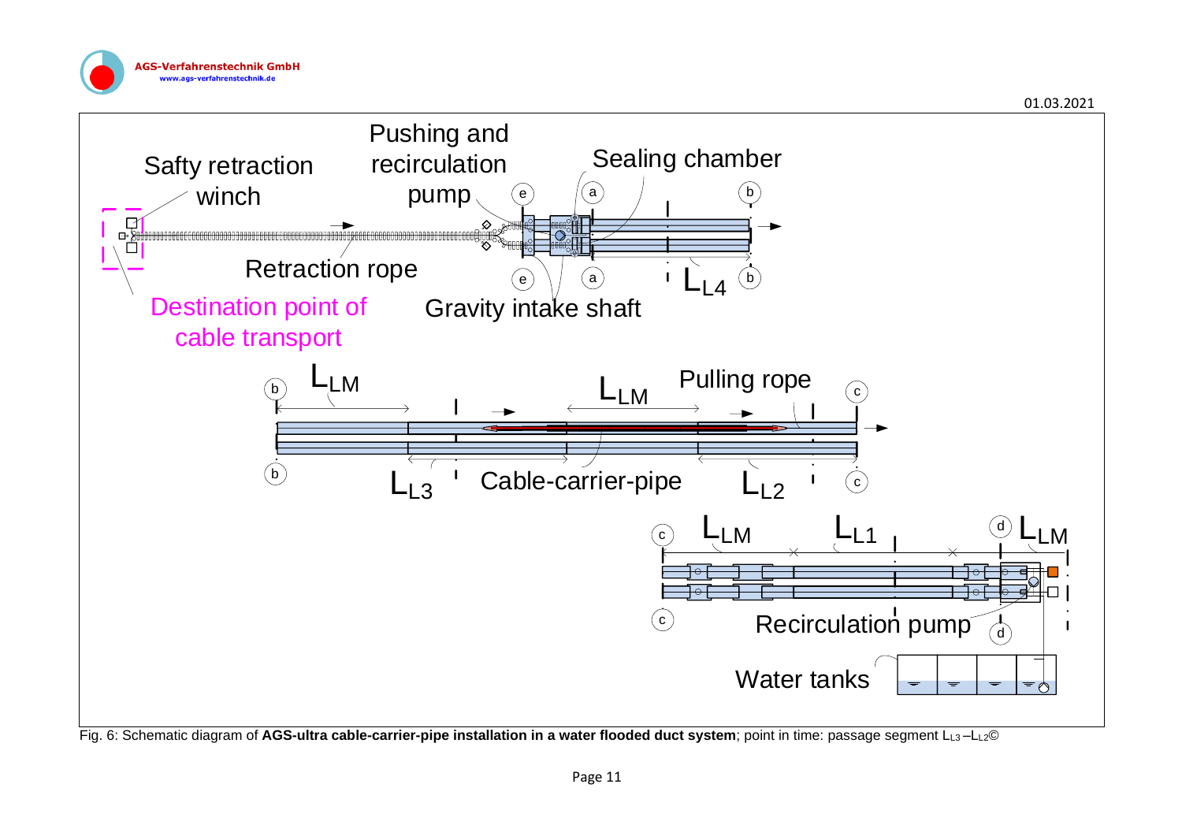Fig. 6: Schematic diagram of **AGS-ultra cable-carrier-pipe installation in a water flooded duct system**; point in time: passage segment $L_{L3}$ –$L_{L2}$©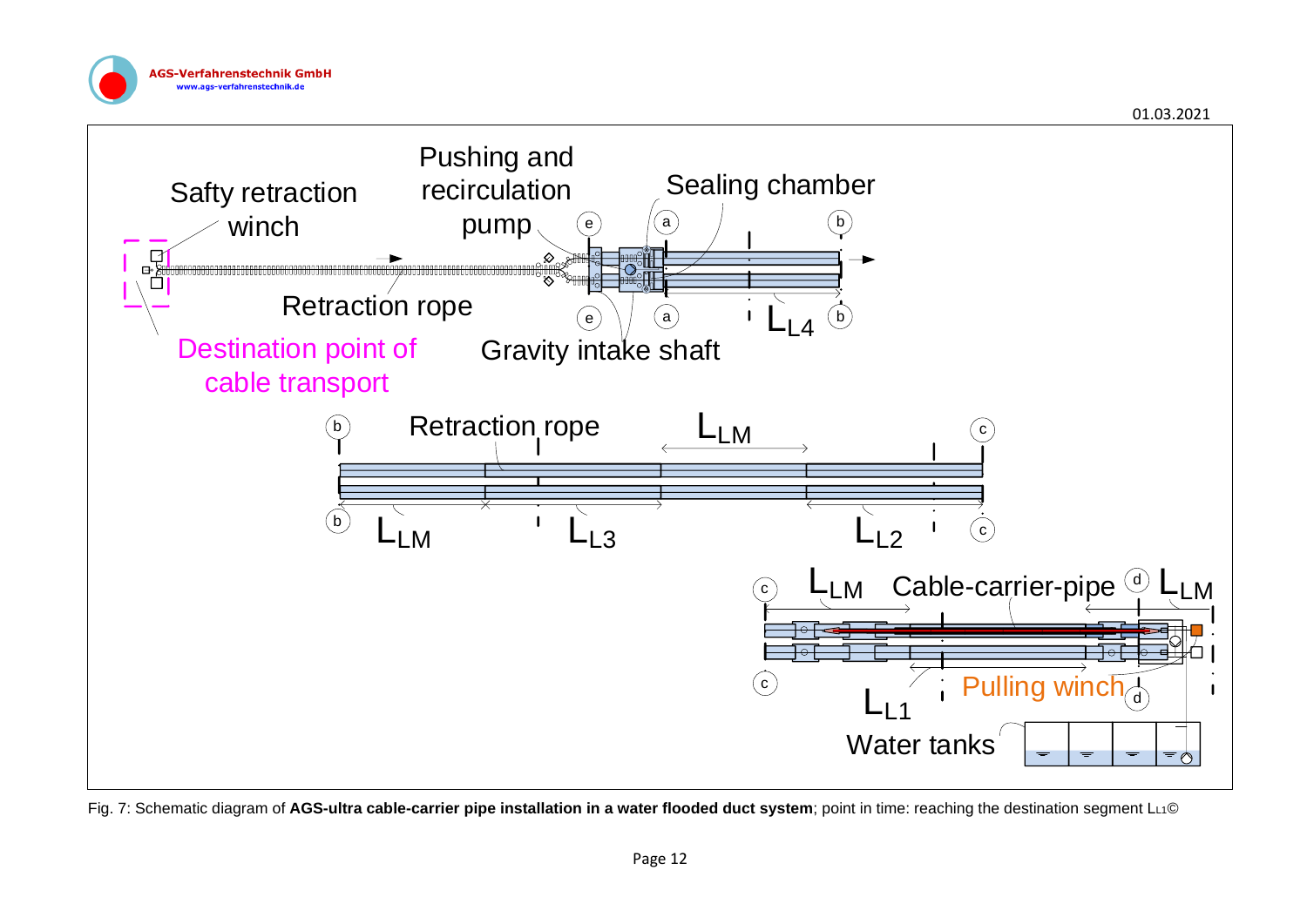Safty retraction winch

Pushing and recirculation pump

Sealing chamber

Retraction rope

Destination point of cable transport

Gravity intake shaft

$L_{L4}$

Retraction rope

$L_{LM}$

$L_{LM}$ $L_{L3}$ $L_{L2}$

$L_{LM}$ Cable-carrier-pipe $L_{LM}$

$L_{L1}$ Pulling winch

Water tanks

Fig. 7: Schematic diagram of **AGS-ultra cable-carrier pipe installation in a water flooded duct system**; point in time: reaching the destination segment $L_{L1}$©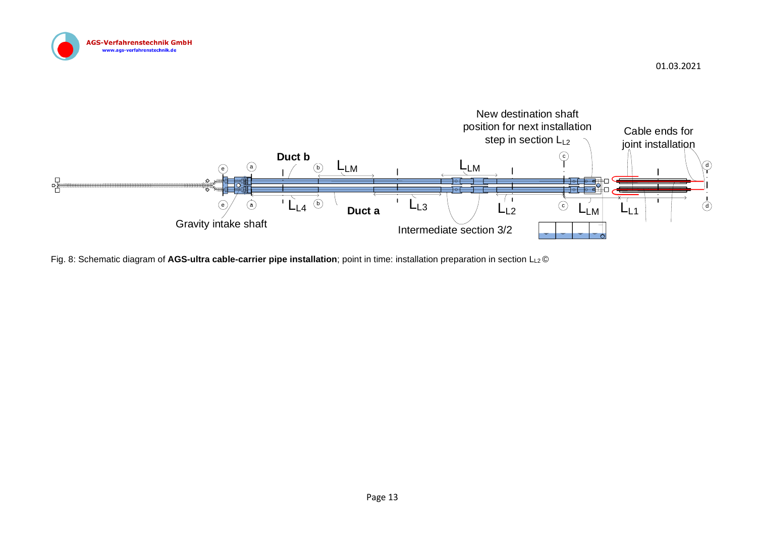Fig. 8: Schematic diagram of **AGS-ultra cable-carrier pipe installation**; point in time: installation preparation in section $L_{L2}$ ©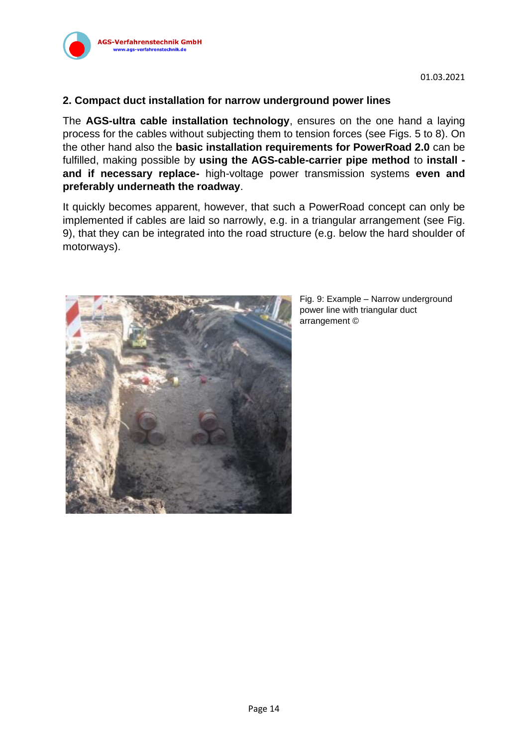## 2. Compact duct installation for narrow underground power lines

The **AGS-ultra cable installation technology**, ensures on the one hand a laying process for the cables without subjecting them to tension forces (see Figs. 5 to 8). On the other hand also the **basic installation requirements for PowerRoad 2.0** can be fulfilled, making possible by **using the AGS-cable-carrier pipe method** to **install - and if necessary replace-** high-voltage power transmission systems **even and preferably underneath the roadway**.

It quickly becomes apparent, however, that such a PowerRoad concept can only be implemented if cables are laid so narrowly, e.g. in a triangular arrangement (see Fig. 9), that they can be integrated into the road structure (e.g. below the hard shoulder of motorways).

Fig. 9: Example – Narrow underground power line with triangular duct arrangement ©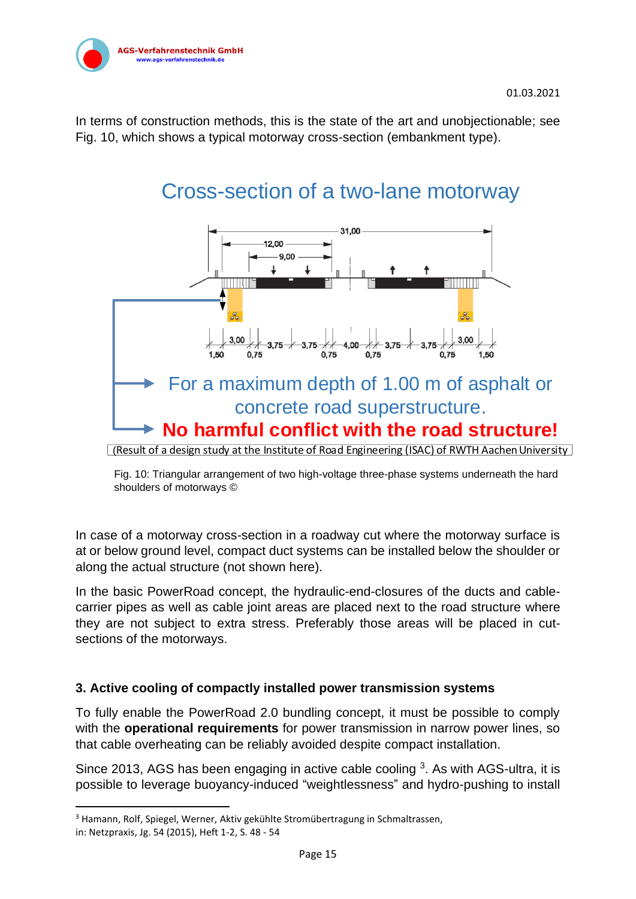In terms of construction methods, this is the state of the art and unobjectionable; see Fig. 10, which shows a typical motorway cross-section (embankment type).

Cross-section of a two-lane motorway

For a maximum depth of 1.00 m of asphalt or concrete road superstructure.

**No harmful conflict with the road structure!**

(Result of a design study at the Institute of Road Engineering (ISAC) of RWTH Aachen University)

Fig. 10: Triangular arrangement of two high-voltage three-phase systems underneath the hard shoulders of motorways ©

In case of a motorway cross-section in a roadway cut where the motorway surface is at or below ground level, compact duct systems can be installed below the shoulder or along the actual structure (not shown here).

In the basic PowerRoad concept, the hydraulic-end-closures of the ducts and cable-carrier pipes as well as cable joint areas are placed next to the road structure where they are not subject to extra stress. Preferably those areas will be placed in cut-sections of the motorways.

### 3. Active cooling of compactly installed power transmission systems

To fully enable the PowerRoad 2.0 bundling concept, it must be possible to comply with the **operational requirements** for power transmission in narrow power lines, so that cable overheating can be reliably avoided despite compact installation.

Since 2013, AGS has been engaging in active cable cooling [3]. As with AGS-ultra, it is possible to leverage buoyancy-induced “weightlessness” and hydro-pushing to install

[3] Hamann, Rolf, Spiegel, Werner, Aktiv gekühlte Stromübertragung in Schmaltrassen, in: Netzpraxis, Jg. 54 (2015), Heft 1-2, S. 48 - 54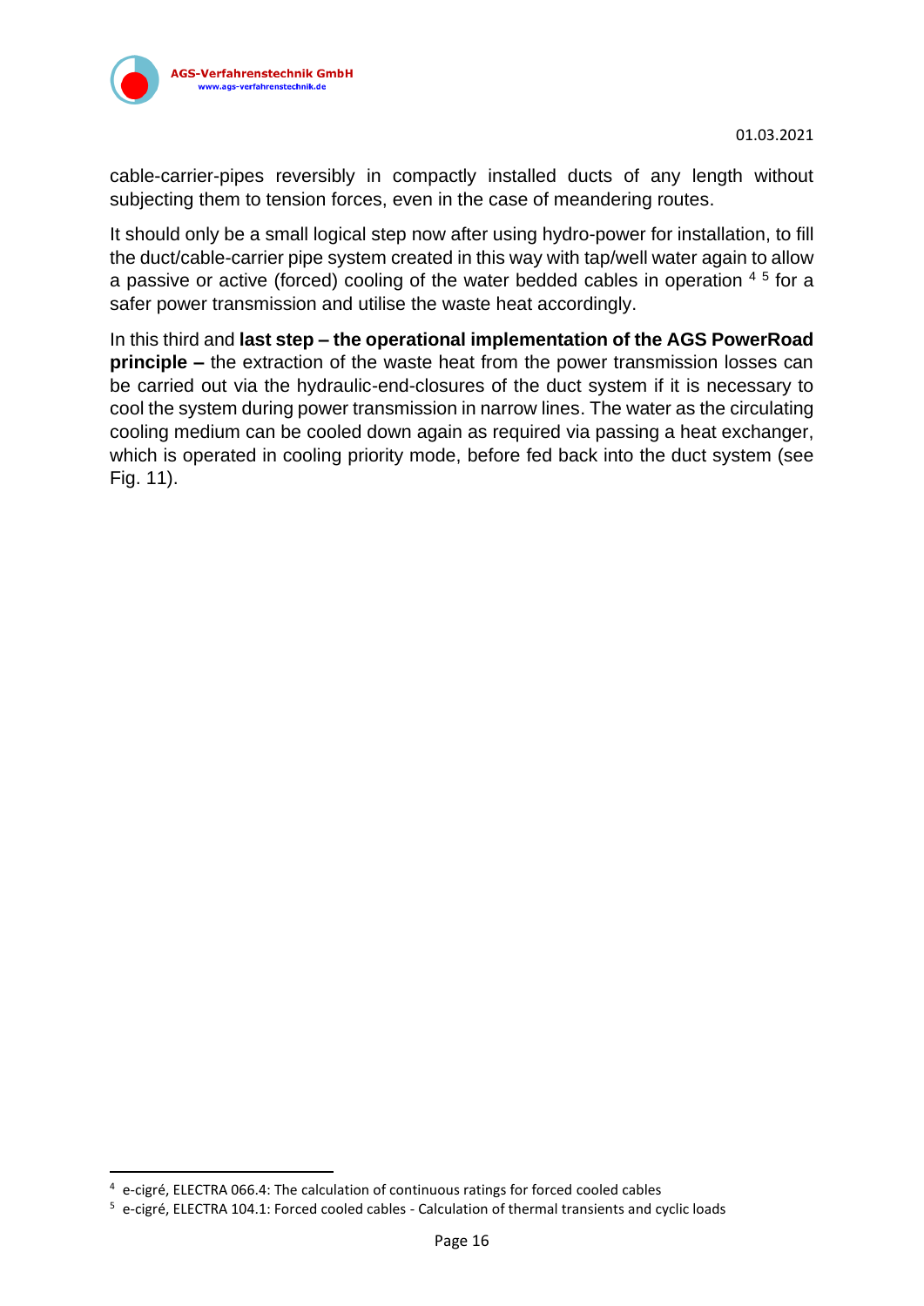cable-carrier-pipes reversibly in compactly installed ducts of any length without subjecting them to tension forces, even in the case of meandering routes.

It should only be a small logical step now after using hydro-power for installation, to fill the duct/cable-carrier pipe system created in this way with tap/well water again to allow a passive or active (forced) cooling of the water bedded cables in operation [4] [5] for a safer power transmission and utilise the waste heat accordingly.

In this third and **last step – the operational implementation of the AGS PowerRoad principle –** the extraction of the waste heat from the power transmission losses can be carried out via the hydraulic-end-closures of the duct system if it is necessary to cool the system during power transmission in narrow lines. The water as the circulating cooling medium can be cooled down again as required via passing a heat exchanger, which is operated in cooling priority mode, before fed back into the duct system (see Fig. 11).

---

[4] e-cigré, ELECTRA 066.4: The calculation of continuous ratings for forced cooled cables

[5] e-cigré, ELECTRA 104.1: Forced cooled cables - Calculation of thermal transients and cyclic loads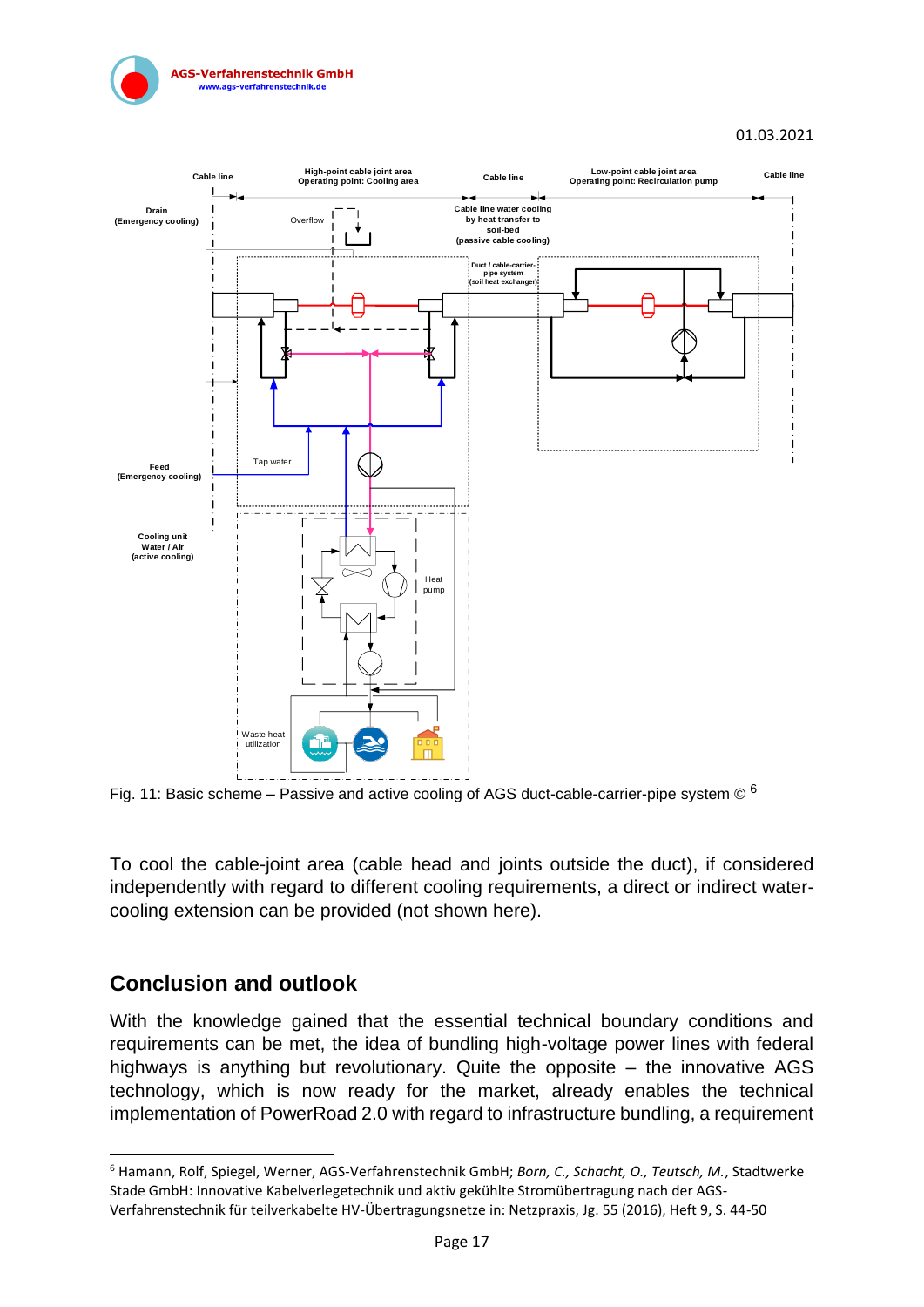Fig. 11: Basic scheme – Passive and active cooling of AGS duct-cable-carrier-pipe system © [6]

To cool the cable-joint area (cable head and joints outside the duct), if considered independently with regard to different cooling requirements, a direct or indirect water-cooling extension can be provided (not shown here).

## Conclusion and outlook

With the knowledge gained that the essential technical boundary conditions and requirements can be met, the idea of bundling high-voltage power lines with federal highways is anything but revolutionary. Quite the opposite – the innovative AGS technology, which is now ready for the market, already enables the technical implementation of PowerRoad 2.0 with regard to infrastructure bundling, a requirement

[6] Hamann, Rolf, Spiegel, Werner, AGS-Verfahrenstechnik GmbH; *Born, C., Schacht, O., Teutsch, M.*, Stadtwerke Stade GmbH: Innovative Kabelverlegetechnik und aktiv gekühlte Stromübertragung nach der AGS-Verfahrenstechnik für teilverkabelte HV-Übertragungsnetze in: Netzpraxis, Jg. 55 (2016), Heft 9, S. 44-50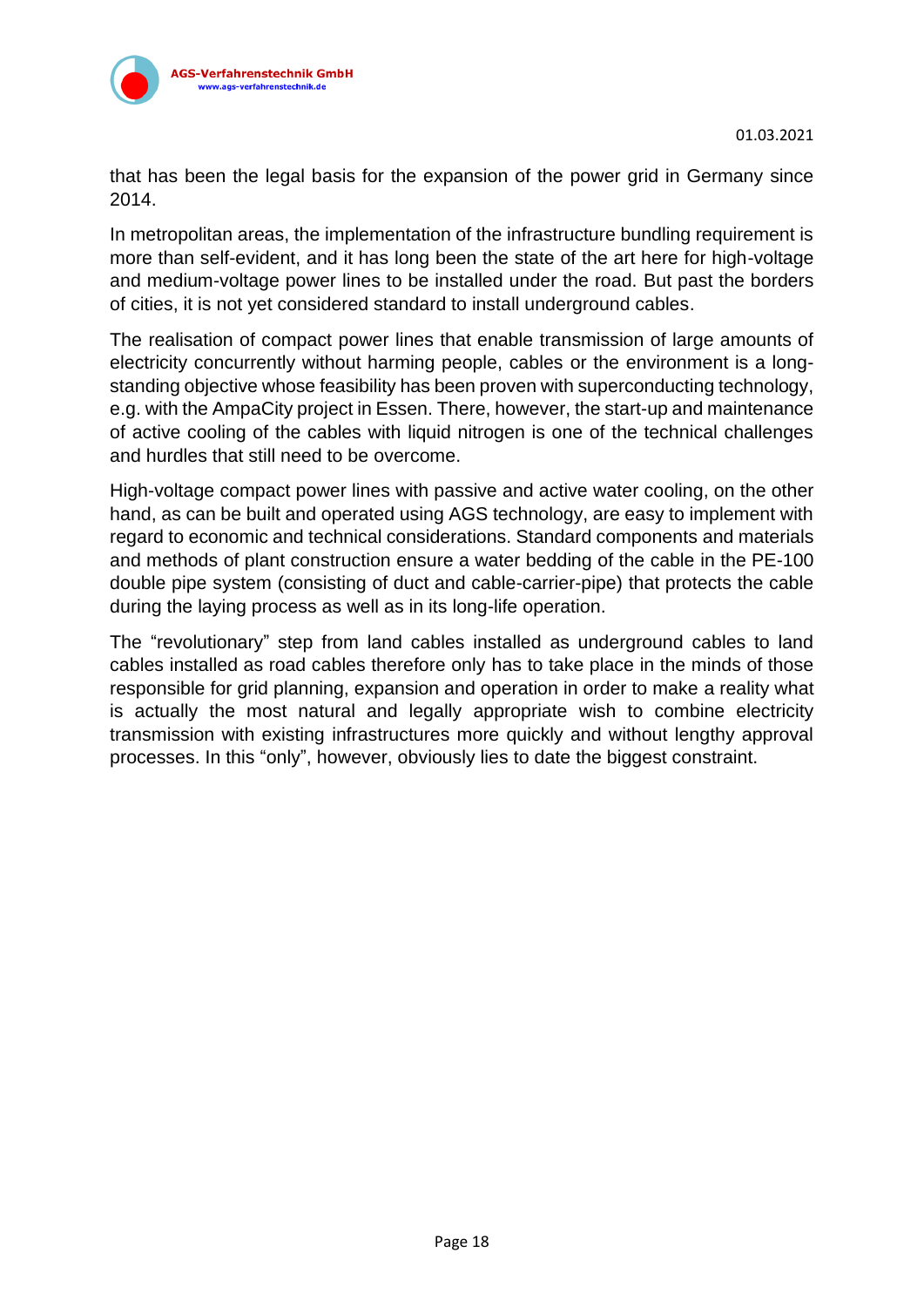that has been the legal basis for the expansion of the power grid in Germany since 2014.

In metropolitan areas, the implementation of the infrastructure bundling requirement is more than self-evident, and it has long been the state of the art here for high-voltage and medium-voltage power lines to be installed under the road. But past the borders of cities, it is not yet considered standard to install underground cables.

The realisation of compact power lines that enable transmission of large amounts of electricity concurrently without harming people, cables or the environment is a long-standing objective whose feasibility has been proven with superconducting technology, e.g. with the AmpaCity project in Essen. There, however, the start-up and maintenance of active cooling of the cables with liquid nitrogen is one of the technical challenges and hurdles that still need to be overcome.

High-voltage compact power lines with passive and active water cooling, on the other hand, as can be built and operated using AGS technology, are easy to implement with regard to economic and technical considerations. Standard components and materials and methods of plant construction ensure a water bedding of the cable in the PE-100 double pipe system (consisting of duct and cable-carrier-pipe) that protects the cable during the laying process as well as in its long-life operation.

The "revolutionary" step from land cables installed as underground cables to land cables installed as road cables therefore only has to take place in the minds of those responsible for grid planning, expansion and operation in order to make a reality what is actually the most natural and legally appropriate wish to combine electricity transmission with existing infrastructures more quickly and without lengthy approval processes. In this "only", however, obviously lies to date the biggest constraint.